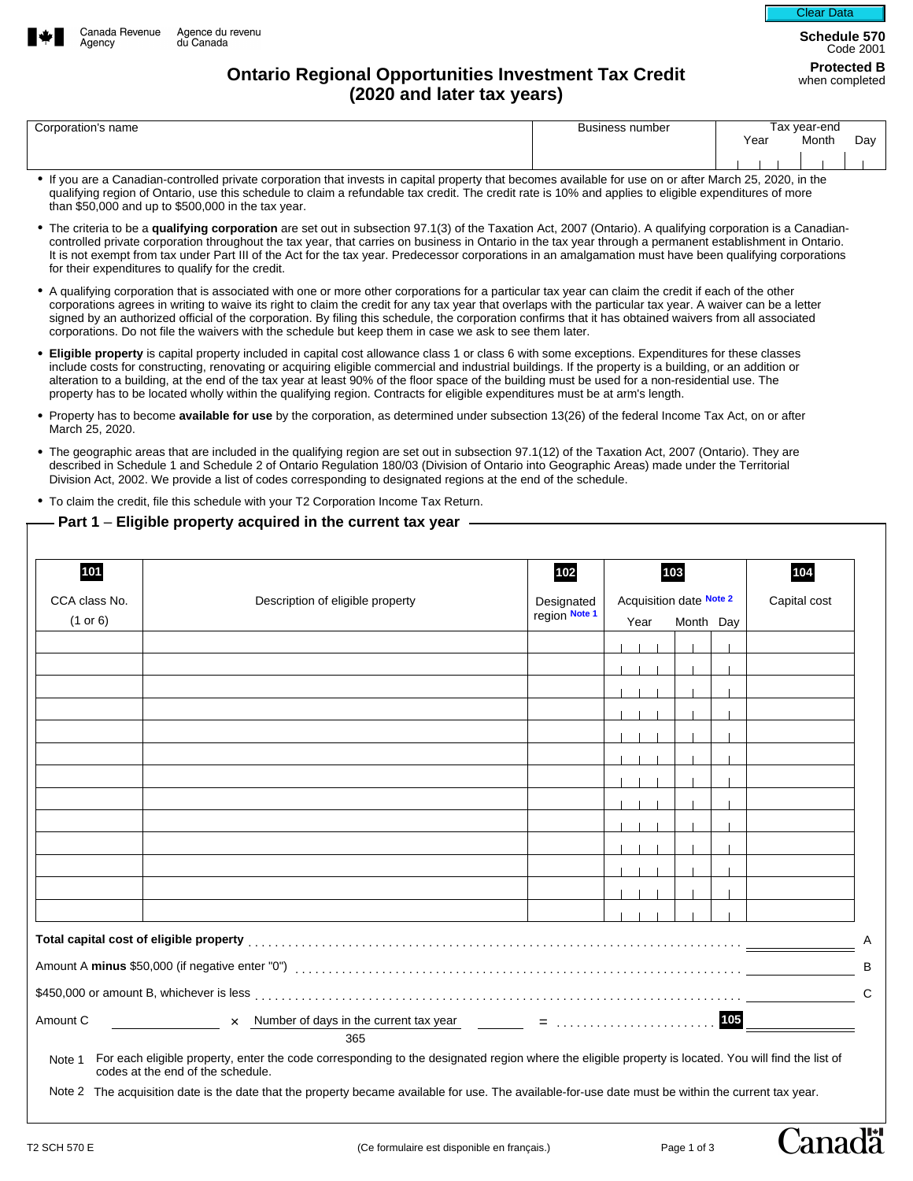Canada Revenue Agency / Agence du revenu du Canada

**Schedule 570**
Code 2001

**Protected B** when completed

# Ontario Regional Opportunities Investment Tax Credit (2020 and later tax years)

| Corporation's name | Business number | Tax year-end Year Month Day |
|---|---|---|
| | | |

- If you are a Canadian-controlled private corporation that invests in capital property that becomes available for use on or after March 25, 2020, in the qualifying region of Ontario, use this schedule to claim a refundable tax credit. The credit rate is 10% and applies to eligible expenditures of more than $50,000 and up to $500,000 in the tax year.
- The criteria to be a **qualifying corporation** are set out in subsection 97.1(3) of the Taxation Act, 2007 (Ontario). A qualifying corporation is a Canadian-controlled private corporation throughout the tax year, that carries on business in Ontario in the tax year through a permanent establishment in Ontario. It is not exempt from tax under Part III of the Act for the tax year. Predecessor corporations in an amalgamation must have been qualifying corporations for their expenditures to qualify for the credit.
- A qualifying corporation that is associated with one or more other corporations for a particular tax year can claim the credit if each of the other corporations agrees in writing to waive its right to claim the credit for any tax year that overlaps with the particular tax year. A waiver can be a letter signed by an authorized official of the corporation. By filing this schedule, the corporation confirms that it has obtained waivers from all associated corporations. Do not file the waivers with the schedule but keep them in case we ask to see them later.
- **Eligible property** is capital property included in capital cost allowance class 1 or class 6 with some exceptions. Expenditures for these classes include costs for constructing, renovating or acquiring eligible commercial and industrial buildings. If the property is a building, or an addition or alteration to a building, at the end of the tax year at least 90% of the floor space of the building must be used for a non-residential use. The property has to be located wholly within the qualifying region. Contracts for eligible expenditures must be at arm's length.
- Property has to become **available for use** by the corporation, as determined under subsection 13(26) of the federal Income Tax Act, on or after March 25, 2020.
- The geographic areas that are included in the qualifying region are set out in subsection 97.1(12) of the Taxation Act, 2007 (Ontario). They are described in Schedule 1 and Schedule 2 of Ontario Regulation 180/03 (Division of Ontario into Geographic Areas) made under the Territorial Division Act, 2002. We provide a list of codes corresponding to designated regions at the end of the schedule.
- To claim the credit, file this schedule with your T2 Corporation Income Tax Return.

## Part 1 – Eligible property acquired in the current tax year

| 101 CCA class No. (1 or 6) | Description of eligible property | 102 Designated region Note 1 | 103 Acquisition date Note 2 (Year Month Day) | 104 Capital cost |
|---|---|---|---|---|
| | | | | |
| | | | | |
| | | | | |
| | | | | |
| | | | | |
| | | | | |
| | | | | |
| | | | | |
| | | | | |
| | | | | |
| | | | | |
| | | | | |
| | | | | |

**Total capital cost of eligible property** .......... A

Amount A **minus** $50,000 (if negative enter "0") .......... B

$450,000 or amount B, whichever is less .......... C

Amount C ______ × Number of days in the current tax year ______ / 365 = .......... **105** ______

Note 1 For each eligible property, enter the code corresponding to the designated region where the eligible property is located. You will find the list of codes at the end of the schedule.

Note 2 The acquisition date is the date that the property became available for use. The available-for-use date must be within the current tax year.

T2 SCH 570 E (Ce formulaire est disponible en français.)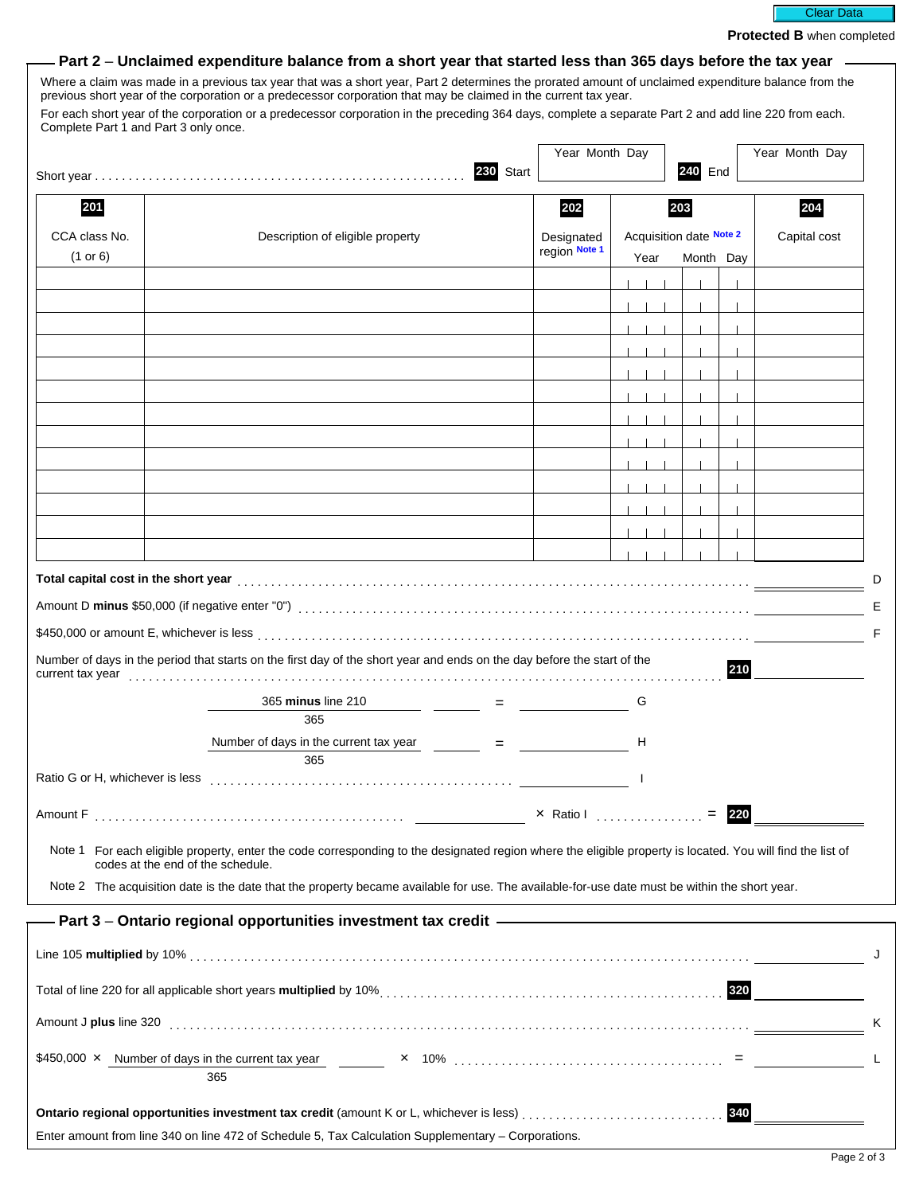Clear Data

**Protected B** when completed

## Part 2 – Unclaimed expenditure balance from a short year that started less than 365 days before the tax year

Where a claim was made in a previous tax year that was a short year, Part 2 determines the prorated amount of unclaimed expenditure balance from the previous short year of the corporation or a predecessor corporation that may be claimed in the current tax year.

For each short year of the corporation or a predecessor corporation in the preceding 364 days, complete a separate Part 2 and add line 220 from each. Complete Part 1 and Part 3 only once.

Short year . . . . . **230** Start (Year Month Day) ________ **240** End (Year Month Day) ________

| 201 CCA class No. (1 or 6) | Description of eligible property | 202 Designated region Note 1 | 203 Acquisition date Note 2 (Year Month Day) | 204 Capital cost |
|---|---|---|---|---|
| | | | | |
| | | | | |
| | | | | |
| | | | | |
| | | | | |
| | | | | |
| | | | | |
| | | | | |
| | | | | |
| | | | | |
| | | | | |
| | | | | |
| | | | | |

**Total capital cost in the short year** . . . . . ________ D

Amount D **minus** $50,000 (if negative enter "0") . . . . . ________ E

$450,000 or amount E, whichever is less . . . . . ________ F

Number of days in the period that starts on the first day of the short year and ends on the day before the start of the current tax year . . . . . **210** ________

$\frac{\text{365 minus line 210}}{365}$ ________ = ________ G

$\frac{\text{Number of days in the current tax year}}{365}$ ________ = ________ H

Ratio G or H, whichever is less . . . . . ________ I

Amount F . . . . . ________ × Ratio I . . . . . = **220** ________

Note 1 For each eligible property, enter the code corresponding to the designated region where the eligible property is located. You will find the list of codes at the end of the schedule.

Note 2 The acquisition date is the date that the property became available for use. The available-for-use date must be within the short year.

## Part 3 – Ontario regional opportunities investment tax credit

Line 105 **multiplied** by 10% . . . . . ________ J

Total of line 220 for all applicable short years **multiplied** by 10% . . . . . **320** ________

Amount J **plus** line 320 . . . . . ________ K

$450,000 × $\frac{\text{Number of days in the current tax year}}{365}$ ________ × 10% . . . . . = ________ L

**Ontario regional opportunities investment tax credit** (amount K or L, whichever is less) . . . . . **340** ________

Enter amount from line 340 on line 472 of Schedule 5, Tax Calculation Supplementary – Corporations.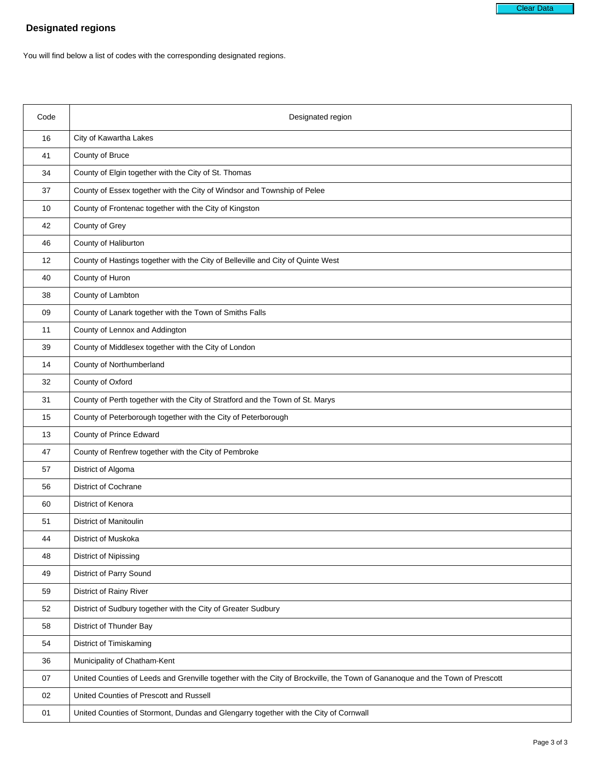## Designated regions

You will find below a list of codes with the corresponding designated regions.

| Code | Designated region |
|---|---|
| 16 | City of Kawartha Lakes |
| 41 | County of Bruce |
| 34 | County of Elgin together with the City of St. Thomas |
| 37 | County of Essex together with the City of Windsor and Township of Pelee |
| 10 | County of Frontenac together with the City of Kingston |
| 42 | County of Grey |
| 46 | County of Haliburton |
| 12 | County of Hastings together with the City of Belleville and City of Quinte West |
| 40 | County of Huron |
| 38 | County of Lambton |
| 09 | County of Lanark together with the Town of Smiths Falls |
| 11 | County of Lennox and Addington |
| 39 | County of Middlesex together with the City of London |
| 14 | County of Northumberland |
| 32 | County of Oxford |
| 31 | County of Perth together with the City of Stratford and the Town of St. Marys |
| 15 | County of Peterborough together with the City of Peterborough |
| 13 | County of Prince Edward |
| 47 | County of Renfrew together with the City of Pembroke |
| 57 | District of Algoma |
| 56 | District of Cochrane |
| 60 | District of Kenora |
| 51 | District of Manitoulin |
| 44 | District of Muskoka |
| 48 | District of Nipissing |
| 49 | District of Parry Sound |
| 59 | District of Rainy River |
| 52 | District of Sudbury together with the City of Greater Sudbury |
| 58 | District of Thunder Bay |
| 54 | District of Timiskaming |
| 36 | Municipality of Chatham-Kent |
| 07 | United Counties of Leeds and Grenville together with the City of Brockville, the Town of Gananoque and the Town of Prescott |
| 02 | United Counties of Prescott and Russell |
| 01 | United Counties of Stormont, Dundas and Glengarry together with the City of Cornwall |